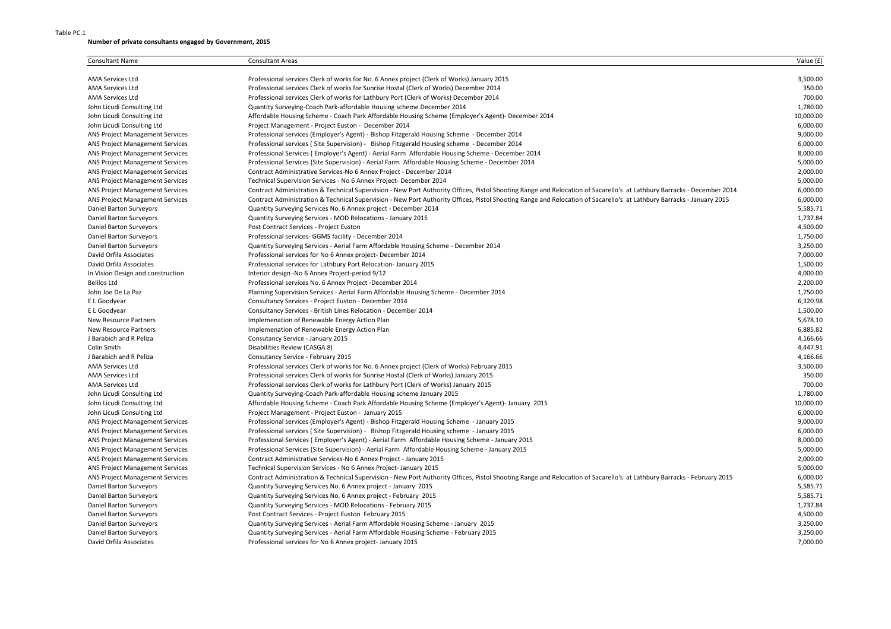Table PC.1

**Number of private consultants engaged by Government, 2015**

| Consultant Name | Consultant Areas | Value (£) |
|---|---|---|
| AMA Services Ltd | Professional services Clerk of works for No. 6 Annex project (Clerk of Works) January 2015 | 3,500.00 |
| AMA Services Ltd | Professional services Clerk of works for Sunrise Hostal (Clerk of Works) December 2014 | 350.00 |
| AMA Services Ltd | Professional services Clerk of works for Lathbury Port (Clerk of Works) December 2014 | 700.00 |
| John Licudi Consulting Ltd | Quantity Surveying-Coach Park-affordable Housing scheme December 2014 | 1,780.00 |
| John Licudi Consulting Ltd | Affordable Housing Scheme - Coach Park Affordable Housing Scheme (Employer's Agent)- December 2014 | 10,000.00 |
| John Licudi Consulting Ltd | Project Management - Project Euston - December 2014 | 6,000.00 |
| ANS Project Management Services | Professional services (Employer's Agent) - Bishop Fitzgerald Housing Scheme - December 2014 | 9,000.00 |
| ANS Project Management Services | Professional services ( Site Supervision) - Bishop Fitzgerald Housing scheme - December 2014 | 6,000.00 |
| ANS Project Management Services | Professional Services ( Employer's Agent) - Aerial Farm Affordable Housing Scheme - December 2014 | 8,000.00 |
| ANS Project Management Services | Professional Services (Site Supervision) - Aerial Farm Affordable Housing Scheme - December 2014 | 5,000.00 |
| ANS Project Management Services | Contract Administrative Services-No 6 Annex Project - December 2014 | 2,000.00 |
| ANS Project Management Services | Technical Supervision Services - No 6 Annex Project- December 2014 | 5,000.00 |
| ANS Project Management Services | Contract Administration & Technical Supervision - New Port Authority Offices, Pistol Shooting Range and Relocation of Sacarello's at Lathbury Barracks - December 2014 | 6,000.00 |
| ANS Project Management Services | Contract Administration & Technical Supervision - New Port Authority Offices, Pistol Shooting Range and Relocation of Sacarello's at Lathbury Barracks - January 2015 | 6,000.00 |
| Daniel Barton Surveyors | Quantity Surveying Services No. 6 Annex project - December 2014 | 5,585.71 |
| Daniel Barton Surveyors | Quantity Surveying Services - MOD Relocations - January 2015 | 1,737.84 |
| Daniel Barton Surveyors | Post Contract Services - Project Euston | 4,500.00 |
| Daniel Barton Surveyors | Professional services- GGMS facility - December 2014 | 1,750.00 |
| Daniel Barton Surveyors | Quantity Surveying Services - Aerial Farm Affordable Housing Scheme - December 2014 | 3,250.00 |
| David Orfila Associates | Professional services for No 6 Annex project- December 2014 | 7,000.00 |
| David Orfila Associates | Professional services for Lathbury Port Relocation- January 2015 | 1,500.00 |
| In Vision Design and construction | Interior design -No 6 Annex Project-period 9/12 | 4,000.00 |
| Belilos Ltd | Professional services No. 6 Annex Project -December 2014 | 2,200.00 |
| John Joe De La Paz | Planning Supervision Services - Aerial Farm Affordable Housing Scheme - December 2014 | 1,750.00 |
| E L Goodyear | Consultancy Services - Project Euston - December 2014 | 6,320.98 |
| E L Goodyear | Consultancy Services - British Lines Relocation - December 2014 | 1,500.00 |
| New Resource Partners | Implemenation of Renewable Energy Action Plan | 5,678.10 |
| New Resource Partners | Implemenation of Renewable Energy Action Plan | 6,885.82 |
| J Barabich and R Peliza | Consutancy Service - January 2015 | 4,166.66 |
| Colin Smith | Disabilities Review (CASGA 8) | 4,447.91 |
| J Barabich and R Peliza | Consutancy Service - February 2015 | 4,166.66 |
| AMA Services Ltd | Professional services Clerk of works for No. 6 Annex project (Clerk of Works) February 2015 | 3,500.00 |
| AMA Services Ltd | Professional services Clerk of works for Sunrise Hostal (Clerk of Works) January 2015 | 350.00 |
| AMA Services Ltd | Professional services Clerk of works for Lathbury Port (Clerk of Works) January 2015 | 700.00 |
| John Licudi Consulting Ltd | Quantity Surveying-Coach Park-affordable Housing scheme January 2015 | 1,780.00 |
| John Licudi Consulting Ltd | Affordable Housing Scheme - Coach Park Affordable Housing Scheme (Employer's Agent)- January 2015 | 10,000.00 |
| John Licudi Consulting Ltd | Project Management - Project Euston - January 2015 | 6,000.00 |
| ANS Project Management Services | Professional services (Employer's Agent) - Bishop Fitzgerald Housing Scheme - January 2015 | 9,000.00 |
| ANS Project Management Services | Professional services ( Site Supervision) - Bishop Fitzgerald Housing scheme - January 2015 | 6,000.00 |
| ANS Project Management Services | Professional Services ( Employer's Agent) - Aerial Farm Affordable Housing Scheme - January 2015 | 8,000.00 |
| ANS Project Management Services | Professional Services (Site Supervision) - Aerial Farm Affordable Housing Scheme - January 2015 | 5,000.00 |
| ANS Project Management Services | Contract Administrative Services-No 6 Annex Project - January 2015 | 2,000.00 |
| ANS Project Management Services | Technical Supervision Services - No 6 Annex Project- January 2015 | 5,000.00 |
| ANS Project Management Services | Contract Administration & Technical Supervision - New Port Authority Offices, Pistol Shooting Range and Relocation of Sacarello's at Lathbury Barracks - February 2015 | 6,000.00 |
| Daniel Barton Surveyors | Quantity Surveying Services No. 6 Annex project - January 2015 | 5,585.71 |
| Daniel Barton Surveyors | Quantity Surveying Services No. 6 Annex project - February 2015 | 5,585.71 |
| Daniel Barton Surveyors | Quantity Surveying Services - MOD Relocations - February 2015 | 1,737.84 |
| Daniel Barton Surveyors | Post Contract Services - Project Euston February 2015 | 4,500.00 |
| Daniel Barton Surveyors | Quantity Surveying Services - Aerial Farm Affordable Housing Scheme - January 2015 | 3,250.00 |
| Daniel Barton Surveyors | Quantity Surveying Services - Aerial Farm Affordable Housing Scheme - February 2015 | 3,250.00 |
| David Orfila Associates | Professional services for No 6 Annex project- January 2015 | 7,000.00 |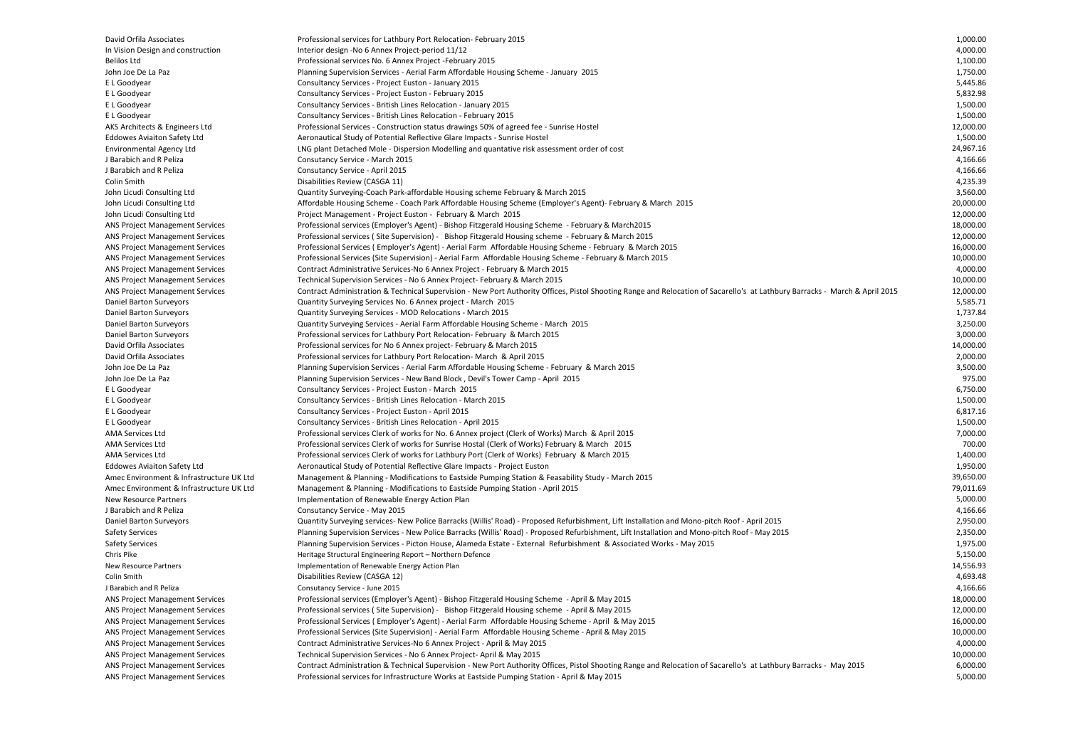| | | |
|---|---|---|
| David Orfila Associates | Professional services for Lathbury Port Relocation- February 2015 | 1,000.00 |
| In Vision Design and construction | Interior design -No 6 Annex Project-period 11/12 | 4,000.00 |
| Belilos Ltd | Professional services No. 6 Annex Project -February 2015 | 1,100.00 |
| John Joe De La Paz | Planning Supervision Services - Aerial Farm Affordable Housing Scheme - January 2015 | 1,750.00 |
| E L Goodyear | Consultancy Services - Project Euston - January 2015 | 5,445.86 |
| E L Goodyear | Consultancy Services - Project Euston - February 2015 | 5,832.98 |
| E L Goodyear | Consultancy Services - British Lines Relocation - January 2015 | 1,500.00 |
| E L Goodyear | Consultancy Services - British Lines Relocation - February 2015 | 1,500.00 |
| AKS Architects & Engineers Ltd | Professional Services - Construction status drawings 50% of agreed fee - Sunrise Hostel | 12,000.00 |
| Eddowes Aviaiton Safety Ltd | Aeronautical Study of Potential Reflective Glare Impacts - Sunrise Hostel | 1,500.00 |
| Environmental Agency Ltd | LNG plant Detached Mole - Dispersion Modelling and quantative risk assessment order of cost | 24,967.16 |
| J Barabich and R Peliza | Consutancy Service - March 2015 | 4,166.66 |
| J Barabich and R Peliza | Consutancy Service - April 2015 | 4,166.66 |
| Colin Smith | Disabilities Review (CASGA 11) | 4,235.39 |
| John Licudi Consulting Ltd | Quantity Surveying-Coach Park-affordable Housing scheme February & March 2015 | 3,560.00 |
| John Licudi Consulting Ltd | Affordable Housing Scheme - Coach Park Affordable Housing Scheme (Employer's Agent)- February & March 2015 | 20,000.00 |
| John Licudi Consulting Ltd | Project Management - Project Euston - February & March 2015 | 12,000.00 |
| ANS Project Management Services | Professional services (Employer's Agent) - Bishop Fitzgerald Housing Scheme - February & March2015 | 18,000.00 |
| ANS Project Management Services | Professional services ( Site Supervision) - Bishop Fitzgerald Housing scheme - February & March 2015 | 12,000.00 |
| ANS Project Management Services | Professional Services ( Employer's Agent) - Aerial Farm Affordable Housing Scheme - February & March 2015 | 16,000.00 |
| ANS Project Management Services | Professional Services (Site Supervision) - Aerial Farm Affordable Housing Scheme - February & March 2015 | 10,000.00 |
| ANS Project Management Services | Contract Administrative Services-No 6 Annex Project - February & March 2015 | 4,000.00 |
| ANS Project Management Services | Technical Supervision Services - No 6 Annex Project- February & March 2015 | 10,000.00 |
| ANS Project Management Services | Contract Administration & Technical Supervision - New Port Authority Offices, Pistol Shooting Range and Relocation of Sacarello's at Lathbury Barracks - March & April 2015 | 12,000.00 |
| Daniel Barton Surveyors | Quantity Surveying Services No. 6 Annex project - March 2015 | 5,585.71 |
| Daniel Barton Surveyors | Quantity Surveying Services - MOD Relocations - March 2015 | 1,737.84 |
| Daniel Barton Surveyors | Quantity Surveying Services - Aerial Farm Affordable Housing Scheme - March 2015 | 3,250.00 |
| Daniel Barton Surveyors | Professional services for Lathbury Port Relocation- February & March 2015 | 3,000.00 |
| David Orfila Associates | Professional services for No 6 Annex project- February & March 2015 | 14,000.00 |
| David Orfila Associates | Professional services for Lathbury Port Relocation- March & April 2015 | 2,000.00 |
| John Joe De La Paz | Planning Supervision Services - Aerial Farm Affordable Housing Scheme - February & March 2015 | 3,500.00 |
| John Joe De La Paz | Planning Supervision Services - New Band Block , Devil's Tower Camp - April 2015 | 975.00 |
| E L Goodyear | Consultancy Services - Project Euston - March 2015 | 6,750.00 |
| E L Goodyear | Consultancy Services - British Lines Relocation - March 2015 | 1,500.00 |
| E L Goodyear | Consultancy Services - Project Euston - April 2015 | 6,817.16 |
| E L Goodyear | Consultancy Services - British Lines Relocation - April 2015 | 1,500.00 |
| AMA Services Ltd | Professional services Clerk of works for No. 6 Annex project (Clerk of Works) March & April 2015 | 7,000.00 |
| AMA Services Ltd | Professional services Clerk of works for Sunrise Hostal (Clerk of Works) February & March 2015 | 700.00 |
| AMA Services Ltd | Professional services Clerk of works for Lathbury Port (Clerk of Works) February & March 2015 | 1,400.00 |
| Eddowes Aviaiton Safety Ltd | Aeronautical Study of Potential Reflective Glare Impacts - Project Euston | 1,950.00 |
| Amec Environment & Infrastructure UK Ltd | Management & Planning - Modifications to Eastside Pumping Station & Feasability Study - March 2015 | 39,650.00 |
| Amec Environment & Infrastructure UK Ltd | Management & Planning - Modifications to Eastside Pumping Station - April 2015 | 79,011.69 |
| New Resource Partners | Implementation of Renewable Energy Action Plan | 5,000.00 |
| J Barabich and R Peliza | Consutancy Service - May 2015 | 4,166.66 |
| Daniel Barton Surveyors | Quantity Surveying services- New Police Barracks (Willis' Road) - Proposed Refurbishment, Lift Installation and Mono-pitch Roof - April 2015 | 2,950.00 |
| Safety Services | Planning Supervision Services - New Police Barracks (Willis' Road) - Proposed Refurbishment, Lift Installation and Mono-pitch Roof - May 2015 | 2,350.00 |
| Safety Services | Planning Supervision Services - Picton House, Alameda Estate - External Refurbishment & Associated Works - May 2015 | 1,975.00 |
| Chris Pike | Heritage Structural Engineering Report – Northern Defence | 5,150.00 |
| New Resource Partners | Implementation of Renewable Energy Action Plan | 14,556.93 |
| Colin Smith | Disabilities Review (CASGA 12) | 4,693.48 |
| J Barabich and R Peliza | Consutancy Service - June 2015 | 4,166.66 |
| ANS Project Management Services | Professional services (Employer's Agent) - Bishop Fitzgerald Housing Scheme - April & May 2015 | 18,000.00 |
| ANS Project Management Services | Professional services ( Site Supervision) - Bishop Fitzgerald Housing scheme - April & May 2015 | 12,000.00 |
| ANS Project Management Services | Professional Services ( Employer's Agent) - Aerial Farm Affordable Housing Scheme - April & May 2015 | 16,000.00 |
| ANS Project Management Services | Professional Services (Site Supervision) - Aerial Farm Affordable Housing Scheme - April & May 2015 | 10,000.00 |
| ANS Project Management Services | Contract Administrative Services-No 6 Annex Project - April & May 2015 | 4,000.00 |
| ANS Project Management Services | Technical Supervision Services - No 6 Annex Project- April & May 2015 | 10,000.00 |
| ANS Project Management Services | Contract Administration & Technical Supervision - New Port Authority Offices, Pistol Shooting Range and Relocation of Sacarello's at Lathbury Barracks - May 2015 | 6,000.00 |
| ANS Project Management Services | Professional services for Infrastructure Works at Eastside Pumping Station - April & May 2015 | 5,000.00 |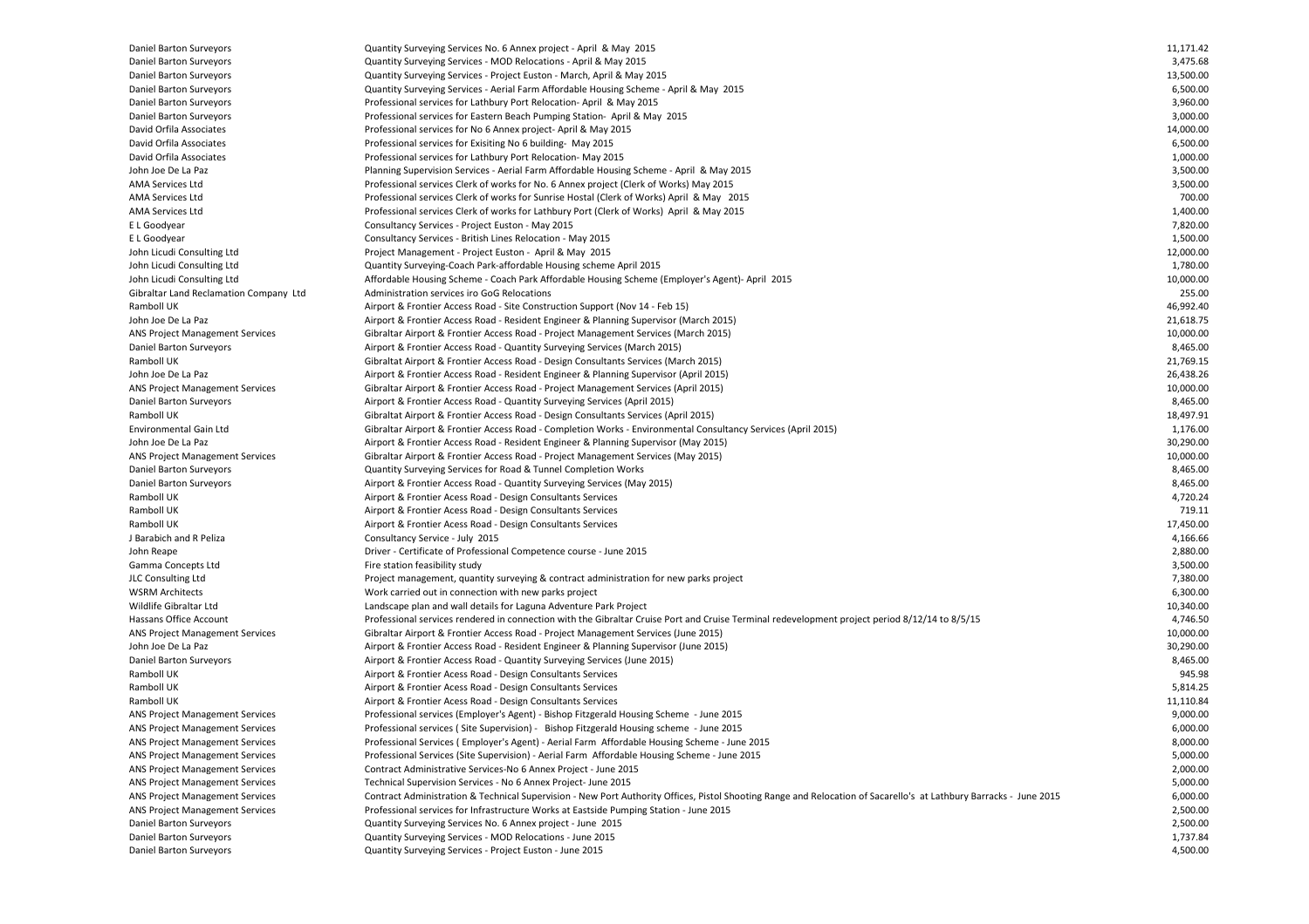| | | |
|---|---|---|
| Daniel Barton Surveyors | Quantity Surveying Services No. 6 Annex project - April & May 2015 | 11,171.42 |
| Daniel Barton Surveyors | Quantity Surveying Services - MOD Relocations - April & May 2015 | 3,475.68 |
| Daniel Barton Surveyors | Quantity Surveying Services - Project Euston - March, April & May 2015 | 13,500.00 |
| Daniel Barton Surveyors | Quantity Surveying Services - Aerial Farm Affordable Housing Scheme - April & May 2015 | 6,500.00 |
| Daniel Barton Surveyors | Professional services for Lathbury Port Relocation- April & May 2015 | 3,960.00 |
| Daniel Barton Surveyors | Professional services for Eastern Beach Pumping Station- April & May 2015 | 3,000.00 |
| David Orfila Associates | Professional services for No 6 Annex project- April & May 2015 | 14,000.00 |
| David Orfila Associates | Professional services for Exisiting No 6 building- May 2015 | 6,500.00 |
| David Orfila Associates | Professional services for Lathbury Port Relocation- May 2015 | 1,000.00 |
| John Joe De La Paz | Planning Supervision Services - Aerial Farm Affordable Housing Scheme - April & May 2015 | 3,500.00 |
| AMA Services Ltd | Professional services Clerk of works for No. 6 Annex project (Clerk of Works) May 2015 | 3,500.00 |
| AMA Services Ltd | Professional services Clerk of works for Sunrise Hostal (Clerk of Works) April & May 2015 | 700.00 |
| AMA Services Ltd | Professional services Clerk of works for Lathbury Port (Clerk of Works) April & May 2015 | 1,400.00 |
| E L Goodyear | Consultancy Services - Project Euston - May 2015 | 7,820.00 |
| E L Goodyear | Consultancy Services - British Lines Relocation - May 2015 | 1,500.00 |
| John Licudi Consulting Ltd | Project Management - Project Euston - April & May 2015 | 12,000.00 |
| John Licudi Consulting Ltd | Quantity Surveying-Coach Park-affordable Housing scheme April 2015 | 1,780.00 |
| John Licudi Consulting Ltd | Affordable Housing Scheme - Coach Park Affordable Housing Scheme (Employer's Agent)- April 2015 | 10,000.00 |
| Gibraltar Land Reclamation Company Ltd | Administration services iro GoG Relocations | 255.00 |
| Ramboll UK | Airport & Frontier Access Road - Site Construction Support (Nov 14 - Feb 15) | 46,992.40 |
| John Joe De La Paz | Airport & Frontier Access Road - Resident Engineer & Planning Supervisor (March 2015) | 21,618.75 |
| ANS Project Management Services | Gibraltar Airport & Frontier Access Road - Project Management Services (March 2015) | 10,000.00 |
| Daniel Barton Surveyors | Airport & Frontier Access Road - Quantity Surveying Services (March 2015) | 8,465.00 |
| Ramboll UK | Gibraltat Airport & Frontier Access Road - Design Consultants Services (March 2015) | 21,769.15 |
| John Joe De La Paz | Airport & Frontier Access Road - Resident Engineer & Planning Supervisor (April 2015) | 26,438.26 |
| ANS Project Management Services | Gibraltar Airport & Frontier Access Road - Project Management Services (April 2015) | 10,000.00 |
| Daniel Barton Surveyors | Airport & Frontier Access Road - Quantity Surveying Services (April 2015) | 8,465.00 |
| Ramboll UK | Gibraltat Airport & Frontier Access Road - Design Consultants Services (April 2015) | 18,497.91 |
| Environmental Gain Ltd | Gibraltar Airport & Frontier Access Road - Completion Works - Environmental Consultancy Services (April 2015) | 1,176.00 |
| John Joe De La Paz | Airport & Frontier Access Road - Resident Engineer & Planning Supervisor (May 2015) | 30,290.00 |
| ANS Project Management Services | Gibraltar Airport & Frontier Access Road - Project Management Services (May 2015) | 10,000.00 |
| Daniel Barton Surveyors | Quantity Surveying Services for Road & Tunnel Completion Works | 8,465.00 |
| Daniel Barton Surveyors | Airport & Frontier Access Road - Quantity Surveying Services (May 2015) | 8,465.00 |
| Ramboll UK | Airport & Frontier Acess Road - Design Consultants Services | 4,720.24 |
| Ramboll UK | Airport & Frontier Acess Road - Design Consultants Services | 719.11 |
| Ramboll UK | Airport & Frontier Acess Road - Design Consultants Services | 17,450.00 |
| J Barabich and R Peliza | Consultancy Service - July 2015 | 4,166.66 |
| John Reape | Driver - Certificate of Professional Competence course - June 2015 | 2,880.00 |
| Gamma Concepts Ltd | Fire station feasibility study | 3,500.00 |
| JLC Consulting Ltd | Project management, quantity surveying & contract administration for new parks project | 7,380.00 |
| WSRM Architects | Work carried out in connection with new parks project | 6,300.00 |
| Wildlife Gibraltar Ltd | Landscape plan and wall details for Laguna Adventure Park Project | 10,340.00 |
| Hassans Office Account | Professional services rendered in connection with the Gibraltar Cruise Port and Cruise Terminal redevelopment project period 8/12/14 to 8/5/15 | 4,746.50 |
| ANS Project Management Services | Gibraltar Airport & Frontier Access Road - Project Management Services (June 2015) | 10,000.00 |
| John Joe De La Paz | Airport & Frontier Access Road - Resident Engineer & Planning Supervisor (June 2015) | 30,290.00 |
| Daniel Barton Surveyors | Airport & Frontier Access Road - Quantity Surveying Services (June 2015) | 8,465.00 |
| Ramboll UK | Airport & Frontier Acess Road - Design Consultants Services | 945.98 |
| Ramboll UK | Airport & Frontier Acess Road - Design Consultants Services | 5,814.25 |
| Ramboll UK | Airport & Frontier Acess Road - Design Consultants Services | 11,110.84 |
| ANS Project Management Services | Professional services (Employer's Agent) - Bishop Fitzgerald Housing Scheme - June 2015 | 9,000.00 |
| ANS Project Management Services | Professional services ( Site Supervision) - Bishop Fitzgerald Housing scheme - June 2015 | 6,000.00 |
| ANS Project Management Services | Professional Services ( Employer's Agent) - Aerial Farm Affordable Housing Scheme - June 2015 | 8,000.00 |
| ANS Project Management Services | Professional Services (Site Supervision) - Aerial Farm Affordable Housing Scheme - June 2015 | 5,000.00 |
| ANS Project Management Services | Contract Administrative Services-No 6 Annex Project - June 2015 | 2,000.00 |
| ANS Project Management Services | Technical Supervision Services - No 6 Annex Project- June 2015 | 5,000.00 |
| ANS Project Management Services | Contract Administration & Technical Supervision - New Port Authority Offices, Pistol Shooting Range and Relocation of Sacarello's at Lathbury Barracks - June 2015 | 6,000.00 |
| ANS Project Management Services | Professional services for Infrastructure Works at Eastside Pumping Station - June 2015 | 2,500.00 |
| Daniel Barton Surveyors | Quantity Surveying Services No. 6 Annex project - June 2015 | 2,500.00 |
| Daniel Barton Surveyors | Quantity Surveying Services - MOD Relocations - June 2015 | 1,737.84 |
| Daniel Barton Surveyors | Quantity Surveying Services - Project Euston - June 2015 | 4,500.00 |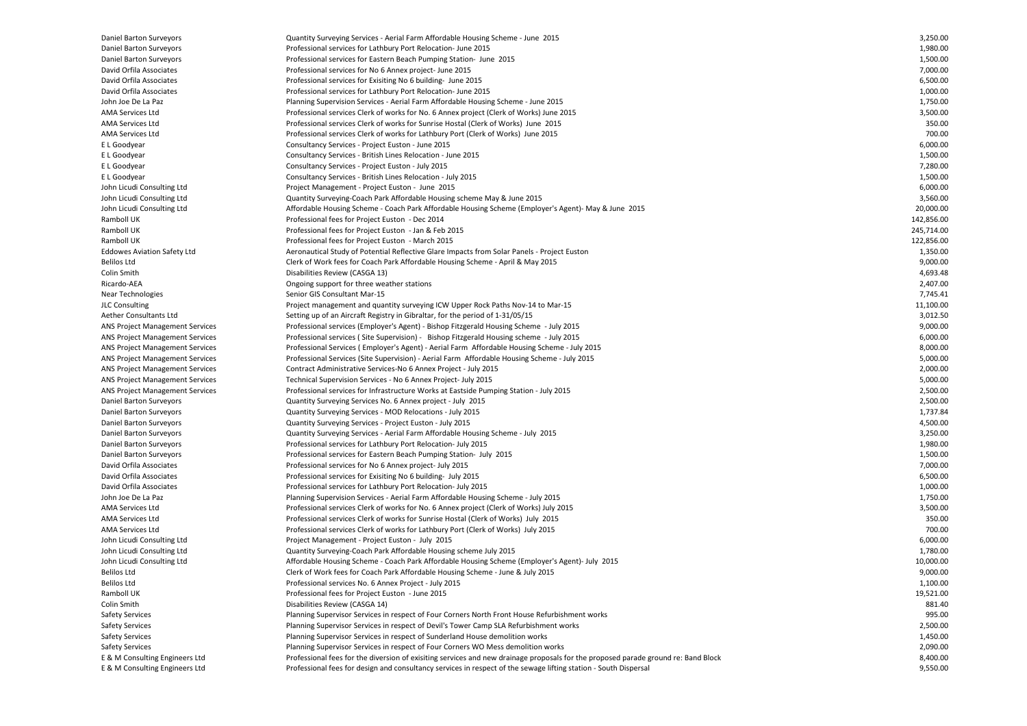| | | |
|---|---|---|
| Daniel Barton Surveyors | Quantity Surveying Services - Aerial Farm Affordable Housing Scheme - June 2015 | 3,250.00 |
| Daniel Barton Surveyors | Professional services for Lathbury Port Relocation- June 2015 | 1,980.00 |
| Daniel Barton Surveyors | Professional services for Eastern Beach Pumping Station- June 2015 | 1,500.00 |
| David Orfila Associates | Professional services for No 6 Annex project- June 2015 | 7,000.00 |
| David Orfila Associates | Professional services for Exisiting No 6 building- June 2015 | 6,500.00 |
| David Orfila Associates | Professional services for Lathbury Port Relocation- June 2015 | 1,000.00 |
| John Joe De La Paz | Planning Supervision Services - Aerial Farm Affordable Housing Scheme - June 2015 | 1,750.00 |
| AMA Services Ltd | Professional services Clerk of works for No. 6 Annex project (Clerk of Works) June 2015 | 3,500.00 |
| AMA Services Ltd | Professional services Clerk of works for Sunrise Hostal (Clerk of Works) June 2015 | 350.00 |
| AMA Services Ltd | Professional services Clerk of works for Lathbury Port (Clerk of Works) June 2015 | 700.00 |
| E L Goodyear | Consultancy Services - Project Euston - June 2015 | 6,000.00 |
| E L Goodyear | Consultancy Services - British Lines Relocation - June 2015 | 1,500.00 |
| E L Goodyear | Consultancy Services - Project Euston - July 2015 | 7,280.00 |
| E L Goodyear | Consultancy Services - British Lines Relocation - July 2015 | 1,500.00 |
| John Licudi Consulting Ltd | Project Management - Project Euston - June 2015 | 6,000.00 |
| John Licudi Consulting Ltd | Quantity Surveying-Coach Park Affordable Housing scheme May & June 2015 | 3,560.00 |
| John Licudi Consulting Ltd | Affordable Housing Scheme - Coach Park Affordable Housing Scheme (Employer's Agent)- May & June 2015 | 20,000.00 |
| Ramboll UK | Professional fees for Project Euston - Dec 2014 | 142,856.00 |
| Ramboll UK | Professional fees for Project Euston - Jan & Feb 2015 | 245,714.00 |
| Ramboll UK | Professional fees for Project Euston - March 2015 | 122,856.00 |
| Eddowes Aviation Safety Ltd | Aeronautical Study of Potential Reflective Glare Impacts from Solar Panels - Project Euston | 1,350.00 |
| Belilos Ltd | Clerk of Work fees for Coach Park Affordable Housing Scheme - April & May 2015 | 9,000.00 |
| Colin Smith | Disabilities Review (CASGA 13) | 4,693.48 |
| Ricardo-AEA | Ongoing support for three weather stations | 2,407.00 |
| Near Technologies | Senior GIS Consultant Mar-15 | 7,745.41 |
| JLC Consulting | Project management and quantity surveying ICW Upper Rock Paths Nov-14 to Mar-15 | 11,100.00 |
| Aether Consultants Ltd | Setting up of an Aircraft Registry in Gibraltar, for the period of 1-31/05/15 | 3,012.50 |
| ANS Project Management Services | Professional services (Employer's Agent) - Bishop Fitzgerald Housing Scheme - July 2015 | 9,000.00 |
| ANS Project Management Services | Professional services ( Site Supervision) - Bishop Fitzgerald Housing scheme - July 2015 | 6,000.00 |
| ANS Project Management Services | Professional Services ( Employer's Agent) - Aerial Farm Affordable Housing Scheme - July 2015 | 8,000.00 |
| ANS Project Management Services | Professional Services (Site Supervision) - Aerial Farm Affordable Housing Scheme - July 2015 | 5,000.00 |
| ANS Project Management Services | Contract Administrative Services-No 6 Annex Project - July 2015 | 2,000.00 |
| ANS Project Management Services | Technical Supervision Services - No 6 Annex Project- July 2015 | 5,000.00 |
| ANS Project Management Services | Professional services for Infrastructure Works at Eastside Pumping Station - July 2015 | 2,500.00 |
| Daniel Barton Surveyors | Quantity Surveying Services No. 6 Annex project - July 2015 | 2,500.00 |
| Daniel Barton Surveyors | Quantity Surveying Services - MOD Relocations - July 2015 | 1,737.84 |
| Daniel Barton Surveyors | Quantity Surveying Services - Project Euston - July 2015 | 4,500.00 |
| Daniel Barton Surveyors | Quantity Surveying Services - Aerial Farm Affordable Housing Scheme - July 2015 | 3,250.00 |
| Daniel Barton Surveyors | Professional services for Lathbury Port Relocation- July 2015 | 1,980.00 |
| Daniel Barton Surveyors | Professional services for Eastern Beach Pumping Station- July 2015 | 1,500.00 |
| David Orfila Associates | Professional services for No 6 Annex project- July 2015 | 7,000.00 |
| David Orfila Associates | Professional services for Exisiting No 6 building- July 2015 | 6,500.00 |
| David Orfila Associates | Professional services for Lathbury Port Relocation- July 2015 | 1,000.00 |
| John Joe De La Paz | Planning Supervision Services - Aerial Farm Affordable Housing Scheme - July 2015 | 1,750.00 |
| AMA Services Ltd | Professional services Clerk of works for No. 6 Annex project (Clerk of Works) July 2015 | 3,500.00 |
| AMA Services Ltd | Professional services Clerk of works for Sunrise Hostal (Clerk of Works) July 2015 | 350.00 |
| AMA Services Ltd | Professional services Clerk of works for Lathbury Port (Clerk of Works) July 2015 | 700.00 |
| John Licudi Consulting Ltd | Project Management - Project Euston - July 2015 | 6,000.00 |
| John Licudi Consulting Ltd | Quantity Surveying-Coach Park Affordable Housing scheme July 2015 | 1,780.00 |
| John Licudi Consulting Ltd | Affordable Housing Scheme - Coach Park Affordable Housing Scheme (Employer's Agent)- July 2015 | 10,000.00 |
| Belilos Ltd | Clerk of Work fees for Coach Park Affordable Housing Scheme - June & July 2015 | 9,000.00 |
| Belilos Ltd | Professional services No. 6 Annex Project - July 2015 | 1,100.00 |
| Ramboll UK | Professional fees for Project Euston - June 2015 | 19,521.00 |
| Colin Smith | Disabilities Review (CASGA 14) | 881.40 |
| Safety Services | Planning Supervisor Services in respect of Four Corners North Front House Refurbishment works | 995.00 |
| Safety Services | Planning Supervisor Services in respect of Devil's Tower Camp SLA Refurbishment works | 2,500.00 |
| Safety Services | Planning Supervisor Services in respect of Sunderland House demolition works | 1,450.00 |
| Safety Services | Planning Supervisor Services in respect of Four Corners WO Mess demolition works | 2,090.00 |
| E & M Consulting Engineers Ltd | Professional fees for the diversion of exisiting services and new drainage proposals for the proposed parade ground re: Band Block | 8,400.00 |
| E & M Consulting Engineers Ltd | Professional fees for design and consultancy services in respect of the sewage lifting station - South Dispersal | 9,550.00 |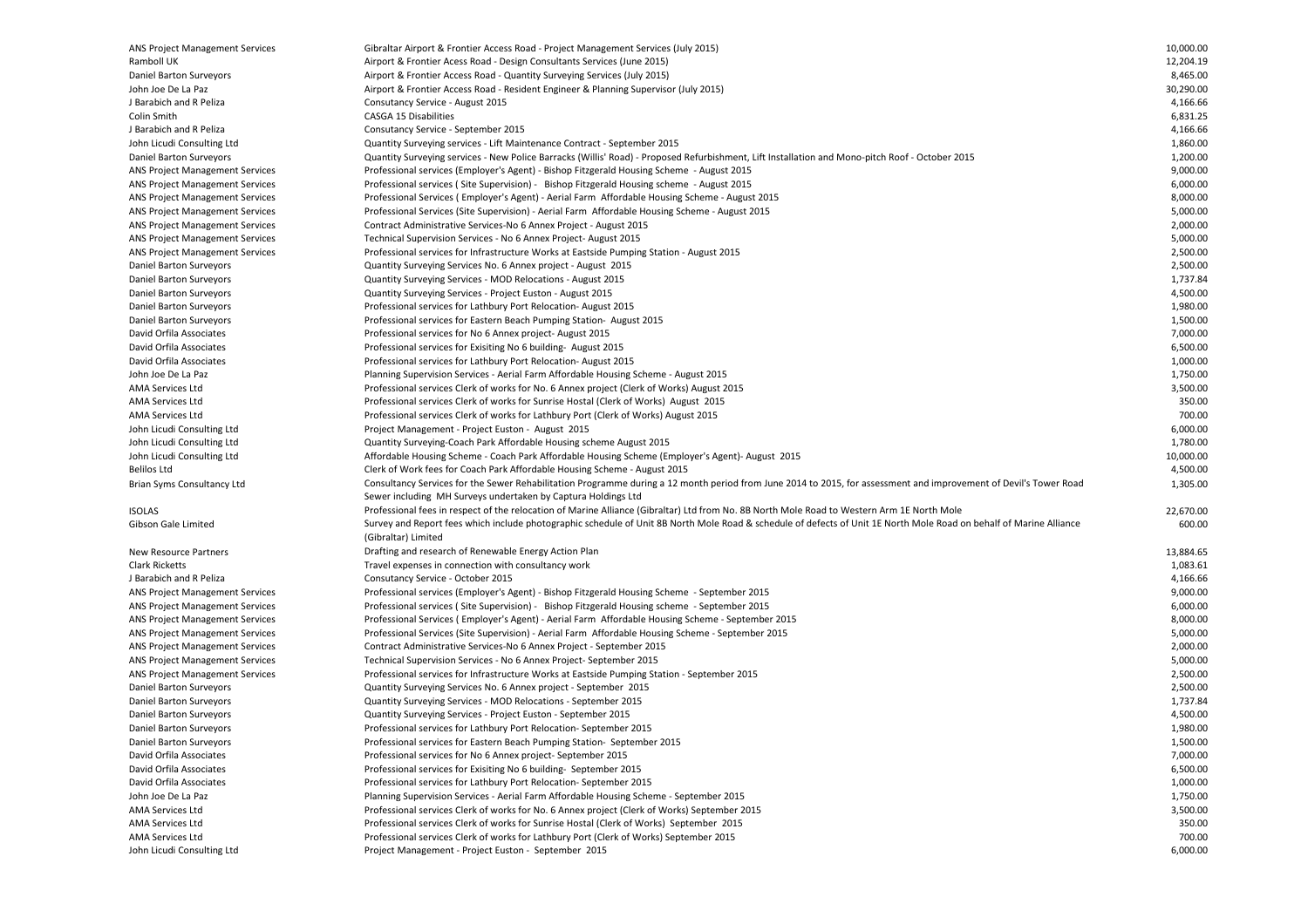| | | |
|---|---|---|
| ANS Project Management Services | Gibraltar Airport & Frontier Access Road - Project Management Services (July 2015) | 10,000.00 |
| Ramboll UK | Airport & Frontier Acess Road - Design Consultants Services (June 2015) | 12,204.19 |
| Daniel Barton Surveyors | Airport & Frontier Access Road - Quantity Surveying Services (July 2015) | 8,465.00 |
| John Joe De La Paz | Airport & Frontier Access Road - Resident Engineer & Planning Supervisor (July 2015) | 30,290.00 |
| J Barabich and R Peliza | Consutancy Service - August 2015 | 4,166.66 |
| Colin Smith | CASGA 15 Disabilities | 6,831.25 |
| J Barabich and R Peliza | Consutancy Service - September 2015 | 4,166.66 |
| John Licudi Consulting Ltd | Quantity Surveying services - Lift Maintenance Contract - September 2015 | 1,860.00 |
| Daniel Barton Surveyors | Quantity Surveying services - New Police Barracks (Willis' Road) - Proposed Refurbishment, Lift Installation and Mono-pitch Roof - October 2015 | 1,200.00 |
| ANS Project Management Services | Professional services (Employer's Agent) - Bishop Fitzgerald Housing Scheme - August 2015 | 9,000.00 |
| ANS Project Management Services | Professional services ( Site Supervision) - Bishop Fitzgerald Housing scheme - August 2015 | 6,000.00 |
| ANS Project Management Services | Professional Services ( Employer's Agent) - Aerial Farm Affordable Housing Scheme - August 2015 | 8,000.00 |
| ANS Project Management Services | Professional Services (Site Supervision) - Aerial Farm Affordable Housing Scheme - August 2015 | 5,000.00 |
| ANS Project Management Services | Contract Administrative Services-No 6 Annex Project - August 2015 | 2,000.00 |
| ANS Project Management Services | Technical Supervision Services - No 6 Annex Project- August 2015 | 5,000.00 |
| ANS Project Management Services | Professional services for Infrastructure Works at Eastside Pumping Station - August 2015 | 2,500.00 |
| Daniel Barton Surveyors | Quantity Surveying Services No. 6 Annex project - August 2015 | 2,500.00 |
| Daniel Barton Surveyors | Quantity Surveying Services - MOD Relocations - August 2015 | 1,737.84 |
| Daniel Barton Surveyors | Quantity Surveying Services - Project Euston - August 2015 | 4,500.00 |
| Daniel Barton Surveyors | Professional services for Lathbury Port Relocation- August 2015 | 1,980.00 |
| Daniel Barton Surveyors | Professional services for Eastern Beach Pumping Station- August 2015 | 1,500.00 |
| David Orfila Associates | Professional services for No 6 Annex project- August 2015 | 7,000.00 |
| David Orfila Associates | Professional services for Exisiting No 6 building- August 2015 | 6,500.00 |
| David Orfila Associates | Professional services for Lathbury Port Relocation- August 2015 | 1,000.00 |
| John Joe De La Paz | Planning Supervision Services - Aerial Farm Affordable Housing Scheme - August 2015 | 1,750.00 |
| AMA Services Ltd | Professional services Clerk of works for No. 6 Annex project (Clerk of Works) August 2015 | 3,500.00 |
| AMA Services Ltd | Professional services Clerk of works for Sunrise Hostal (Clerk of Works) August 2015 | 350.00 |
| AMA Services Ltd | Professional services Clerk of works for Lathbury Port (Clerk of Works) August 2015 | 700.00 |
| John Licudi Consulting Ltd | Project Management - Project Euston - August 2015 | 6,000.00 |
| John Licudi Consulting Ltd | Quantity Surveying-Coach Park Affordable Housing scheme August 2015 | 1,780.00 |
| John Licudi Consulting Ltd | Affordable Housing Scheme - Coach Park Affordable Housing Scheme (Employer's Agent)- August 2015 | 10,000.00 |
| Belilos Ltd | Clerk of Work fees for Coach Park Affordable Housing Scheme - August 2015 | 4,500.00 |
| Brian Syms Consultancy Ltd | Consultancy Services for the Sewer Rehabilitation Programme during a 12 month period from June 2014 to 2015, for assessment and improvement of Devil's Tower Road Sewer including MH Surveys undertaken by Captura Holdings Ltd | 1,305.00 |
| ISOLAS | Professional fees in respect of the relocation of Marine Alliance (Gibraltar) Ltd from No. 8B North Mole Road to Western Arm 1E North Mole | 22,670.00 |
| Gibson Gale Limited | Survey and Report fees which include photographic schedule of Unit 8B North Mole Road & schedule of defects of Unit 1E North Mole Road on behalf of Marine Alliance (Gibraltar) Limited | 600.00 |
| New Resource Partners | Drafting and research of Renewable Energy Action Plan | 13,884.65 |
| Clark Ricketts | Travel expenses in connection with consultancy work | 1,083.61 |
| J Barabich and R Peliza | Consutancy Service - October 2015 | 4,166.66 |
| ANS Project Management Services | Professional services (Employer's Agent) - Bishop Fitzgerald Housing Scheme - September 2015 | 9,000.00 |
| ANS Project Management Services | Professional services ( Site Supervision) - Bishop Fitzgerald Housing scheme - September 2015 | 6,000.00 |
| ANS Project Management Services | Professional Services ( Employer's Agent) - Aerial Farm Affordable Housing Scheme - September 2015 | 8,000.00 |
| ANS Project Management Services | Professional Services (Site Supervision) - Aerial Farm Affordable Housing Scheme - September 2015 | 5,000.00 |
| ANS Project Management Services | Contract Administrative Services-No 6 Annex Project - September 2015 | 2,000.00 |
| ANS Project Management Services | Technical Supervision Services - No 6 Annex Project- September 2015 | 5,000.00 |
| ANS Project Management Services | Professional services for Infrastructure Works at Eastside Pumping Station - September 2015 | 2,500.00 |
| Daniel Barton Surveyors | Quantity Surveying Services No. 6 Annex project - September 2015 | 2,500.00 |
| Daniel Barton Surveyors | Quantity Surveying Services - MOD Relocations - September 2015 | 1,737.84 |
| Daniel Barton Surveyors | Quantity Surveying Services - Project Euston - September 2015 | 4,500.00 |
| Daniel Barton Surveyors | Professional services for Lathbury Port Relocation- September 2015 | 1,980.00 |
| Daniel Barton Surveyors | Professional services for Eastern Beach Pumping Station- September 2015 | 1,500.00 |
| David Orfila Associates | Professional services for No 6 Annex project- September 2015 | 7,000.00 |
| David Orfila Associates | Professional services for Exisiting No 6 building- September 2015 | 6,500.00 |
| David Orfila Associates | Professional services for Lathbury Port Relocation- September 2015 | 1,000.00 |
| John Joe De La Paz | Planning Supervision Services - Aerial Farm Affordable Housing Scheme - September 2015 | 1,750.00 |
| AMA Services Ltd | Professional services Clerk of works for No. 6 Annex project (Clerk of Works) September 2015 | 3,500.00 |
| AMA Services Ltd | Professional services Clerk of works for Sunrise Hostal (Clerk of Works) September 2015 | 350.00 |
| AMA Services Ltd | Professional services Clerk of works for Lathbury Port (Clerk of Works) September 2015 | 700.00 |
| John Licudi Consulting Ltd | Project Management - Project Euston - September 2015 | 6,000.00 |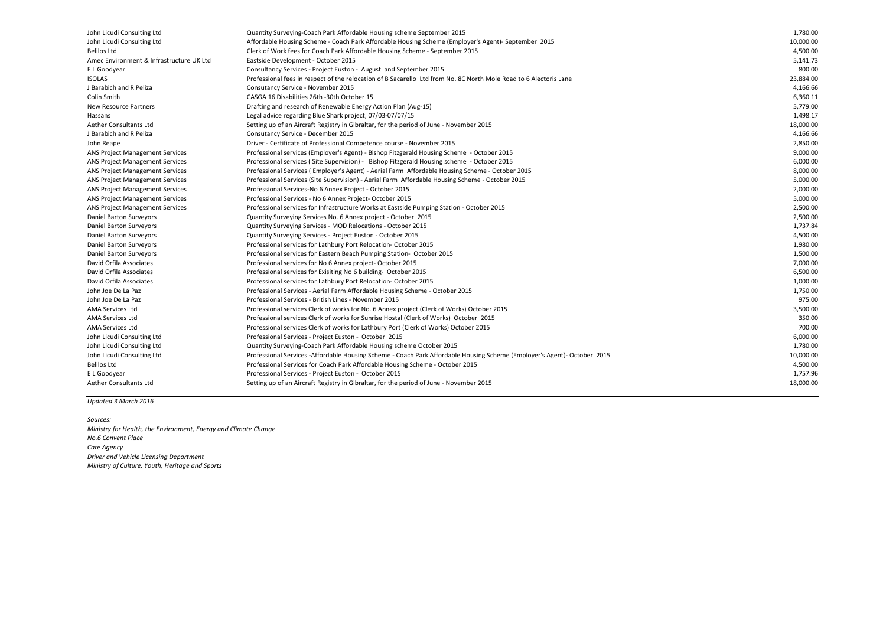| | | |
|---|---|---|
| John Licudi Consulting Ltd | Quantity Surveying-Coach Park Affordable Housing scheme September 2015 | 1,780.00 |
| John Licudi Consulting Ltd | Affordable Housing Scheme - Coach Park Affordable Housing Scheme (Employer's Agent)- September 2015 | 10,000.00 |
| Belilos Ltd | Clerk of Work fees for Coach Park Affordable Housing Scheme - September 2015 | 4,500.00 |
| Amec Environment & Infrastructure UK Ltd | Eastside Development - October 2015 | 5,141.73 |
| E L Goodyear | Consultancy Services - Project Euston - August and September 2015 | 800.00 |
| ISOLAS | Professional fees in respect of the relocation of B Sacarello Ltd from No. 8C North Mole Road to 6 Alectoris Lane | 23,884.00 |
| J Barabich and R Peliza | Consutancy Service - November 2015 | 4,166.66 |
| Colin Smith | CASGA 16 Disabilities 26th -30th October 15 | 6,360.11 |
| New Resource Partners | Drafting and research of Renewable Energy Action Plan (Aug-15) | 5,779.00 |
| Hassans | Legal advice regarding Blue Shark project, 07/03-07/07/15 | 1,498.17 |
| Aether Consultants Ltd | Setting up of an Aircraft Registry in Gibraltar, for the period of June - November 2015 | 18,000.00 |
| J Barabich and R Peliza | Consutancy Service - December 2015 | 4,166.66 |
| John Reape | Driver - Certificate of Professional Competence course - November 2015 | 2,850.00 |
| ANS Project Management Services | Professional services (Employer's Agent) - Bishop Fitzgerald Housing Scheme - October 2015 | 9,000.00 |
| ANS Project Management Services | Professional services ( Site Supervision) - Bishop Fitzgerald Housing scheme - October 2015 | 6,000.00 |
| ANS Project Management Services | Professional Services ( Employer's Agent) - Aerial Farm Affordable Housing Scheme - October 2015 | 8,000.00 |
| ANS Project Management Services | Professional Services (Site Supervision) - Aerial Farm Affordable Housing Scheme - October 2015 | 5,000.00 |
| ANS Project Management Services | Professional Services-No 6 Annex Project - October 2015 | 2,000.00 |
| ANS Project Management Services | Professional Services - No 6 Annex Project- October 2015 | 5,000.00 |
| ANS Project Management Services | Professional services for Infrastructure Works at Eastside Pumping Station - October 2015 | 2,500.00 |
| Daniel Barton Surveyors | Quantity Surveying Services No. 6 Annex project - October 2015 | 2,500.00 |
| Daniel Barton Surveyors | Quantity Surveying Services - MOD Relocations - October 2015 | 1,737.84 |
| Daniel Barton Surveyors | Quantity Surveying Services - Project Euston - October 2015 | 4,500.00 |
| Daniel Barton Surveyors | Professional services for Lathbury Port Relocation- October 2015 | 1,980.00 |
| Daniel Barton Surveyors | Professional services for Eastern Beach Pumping Station- October 2015 | 1,500.00 |
| David Orfila Associates | Professional services for No 6 Annex project- October 2015 | 7,000.00 |
| David Orfila Associates | Professional services for Exisiting No 6 building- October 2015 | 6,500.00 |
| David Orfila Associates | Professional services for Lathbury Port Relocation- October 2015 | 1,000.00 |
| John Joe De La Paz | Professional Services - Aerial Farm Affordable Housing Scheme - October 2015 | 1,750.00 |
| John Joe De La Paz | Professional Services - British Lines - November 2015 | 975.00 |
| AMA Services Ltd | Professional services Clerk of works for No. 6 Annex project (Clerk of Works) October 2015 | 3,500.00 |
| AMA Services Ltd | Professional services Clerk of works for Sunrise Hostal (Clerk of Works) October 2015 | 350.00 |
| AMA Services Ltd | Professional services Clerk of works for Lathbury Port (Clerk of Works) October 2015 | 700.00 |
| John Licudi Consulting Ltd | Professional Services - Project Euston - October 2015 | 6,000.00 |
| John Licudi Consulting Ltd | Quantity Surveying-Coach Park Affordable Housing scheme October 2015 | 1,780.00 |
| John Licudi Consulting Ltd | Professional Services -Affordable Housing Scheme - Coach Park Affordable Housing Scheme (Employer's Agent)- October 2015 | 10,000.00 |
| Belilos Ltd | Professional Services for Coach Park Affordable Housing Scheme - October 2015 | 4,500.00 |
| E L Goodyear | Professional Services - Project Euston - October 2015 | 1,757.96 |
| Aether Consultants Ltd | Setting up of an Aircraft Registry in Gibraltar, for the period of June - November 2015 | 18,000.00 |

*Updated 3 March 2016*

*Sources:*
*Ministry for Health, the Environment, Energy and Climate Change*
*No.6 Convent Place*
*Care Agency*
*Driver and Vehicle Licensing Department*
*Ministry of Culture, Youth, Heritage and Sports*